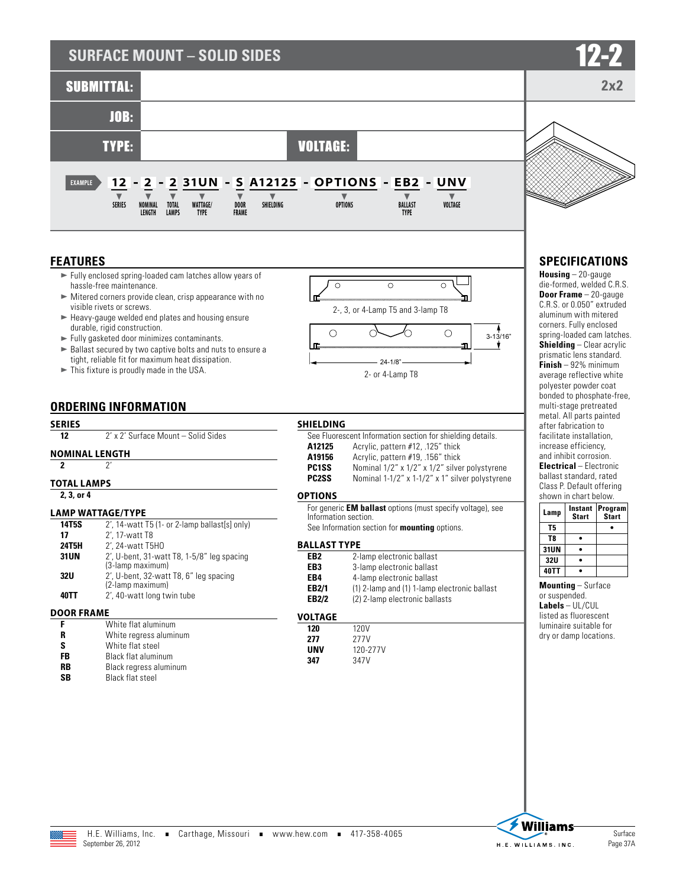# SURFACE MOUNT – SOLID SIDES

# 12-2

## 2x2

**SUBMITTAL:**

**JOB:**

**TYPE:** **VOLTAGE:**

EXAMPLE **12 - 2 - 2 31UN - S A12125 - OPTIONS - EB2 - UNV**

| 12 | 2 | 2 | 31UN | S | A12125 | OPTIONS | EB2 | UNV |
|---|---|---|---|---|---|---|---|---|
| SERIES | NOMINAL LENGTH | TOTAL LAMPS | WATTAGE/ TYPE | DOOR FRAME | SHIELDING | OPTIONS | BALLAST TYPE | VOLTAGE |

## FEATURES

- Fully enclosed spring-loaded cam latches allow years of hassle-free maintenance.
- Mitered corners provide clean, crisp appearance with no visible rivets or screws.
- Heavy-gauge welded end plates and housing ensure durable, rigid construction.
- Fully gasketed door minimizes contaminants.
- Ballast secured by two captive bolts and nuts to ensure a tight, reliable fit for maximum heat dissipation.
- This fixture is proudly made in the USA.

2-, 3, or 4-Lamp T5 and 3-lamp T8

3-13/16"

24-1/8"

2- or 4-Lamp T8

## ORDERING INFORMATION

### SERIES

| | |
|---|---|
| **12** | 2' x 2' Surface Mount – Solid Sides |

### NOMINAL LENGTH

| | |
|---|---|
| **2** | 2' |

### TOTAL LAMPS

**2, 3, or 4**

### LAMP WATTAGE/TYPE

| | |
|---|---|
| **14T5S** | 2', 14-watt T5 (1- or 2-lamp ballast[s] only) |
| **17** | 2', 17-watt T8 |
| **24T5H** | 2', 24-watt T5HO |
| **31UN** | 2', U-bent, 31-watt T8, 1-5/8" leg spacing (3-lamp maximum) |
| **32U** | 2', U-bent, 32-watt T8, 6" leg spacing (2-lamp maximum) |
| **40TT** | 2', 40-watt long twin tube |

### DOOR FRAME

| | |
|---|---|
| **F** | White flat aluminum |
| **R** | White regress aluminum |
| **S** | White flat steel |
| **FB** | Black flat aluminum |
| **RB** | Black regress aluminum |
| **SB** | Black flat steel |

### SHIELDING

See Fluorescent Information section for shielding details.

| | |
|---|---|
| **A12125** | Acrylic, pattern #12, .125" thick |
| **A19156** | Acrylic, pattern #19, .156" thick |
| **PC1SS** | Nominal 1/2" x 1/2" x 1/2" silver polystyrene |
| **PC2SS** | Nominal 1-1/2" x 1-1/2" x 1" silver polystyrene |

### OPTIONS

For generic **EM ballast** options (must specify voltage), see Information section.
See Information section for **mounting** options.

### BALLAST TYPE

| | |
|---|---|
| **EB2** | 2-lamp electronic ballast |
| **EB3** | 3-lamp electronic ballast |
| **EB4** | 4-lamp electronic ballast |
| **EB2/1** | (1) 2-lamp and (1) 1-lamp electronic ballast |
| **EB2/2** | (2) 2-lamp electronic ballasts |

### VOLTAGE

| | |
|---|---|
| **120** | 120V |
| **277** | 277V |
| **UNV** | 120-277V |
| **347** | 347V |

## SPECIFICATIONS

**Housing** – 20-gauge die-formed, welded C.R.S.

**Door Frame** – 20-gauge C.R.S. or 0.050" extruded aluminum with mitered corners. Fully enclosed spring-loaded cam latches.

**Shielding** – Clear acrylic prismatic lens standard.

**Finish** – 92% minimum average reflective white polyester powder coat bonded to phosphate-free, multi-stage pretreated metal. All parts painted after fabrication to facilitate installation, increase efficiency, and inhibit corrosion.

**Electrical** – Electronic ballast standard, rated Class P. Default offering shown in chart below.

| Lamp | Instant Start | Program Start |
|---|---|---|
| T5 | | • |
| T8 | • | |
| 31UN | • | |
| 32U | • | |
| 40TT | • | |

**Mounting** – Surface or suspended.

**Labels** – UL/CUL listed as fluorescent luminaire suitable for dry or damp locations.

H.E. Williams, Inc. ■ Carthage, Missouri ■ www.hew.com ■ 417-358-4065
September 26, 2012

Surface
Page 37A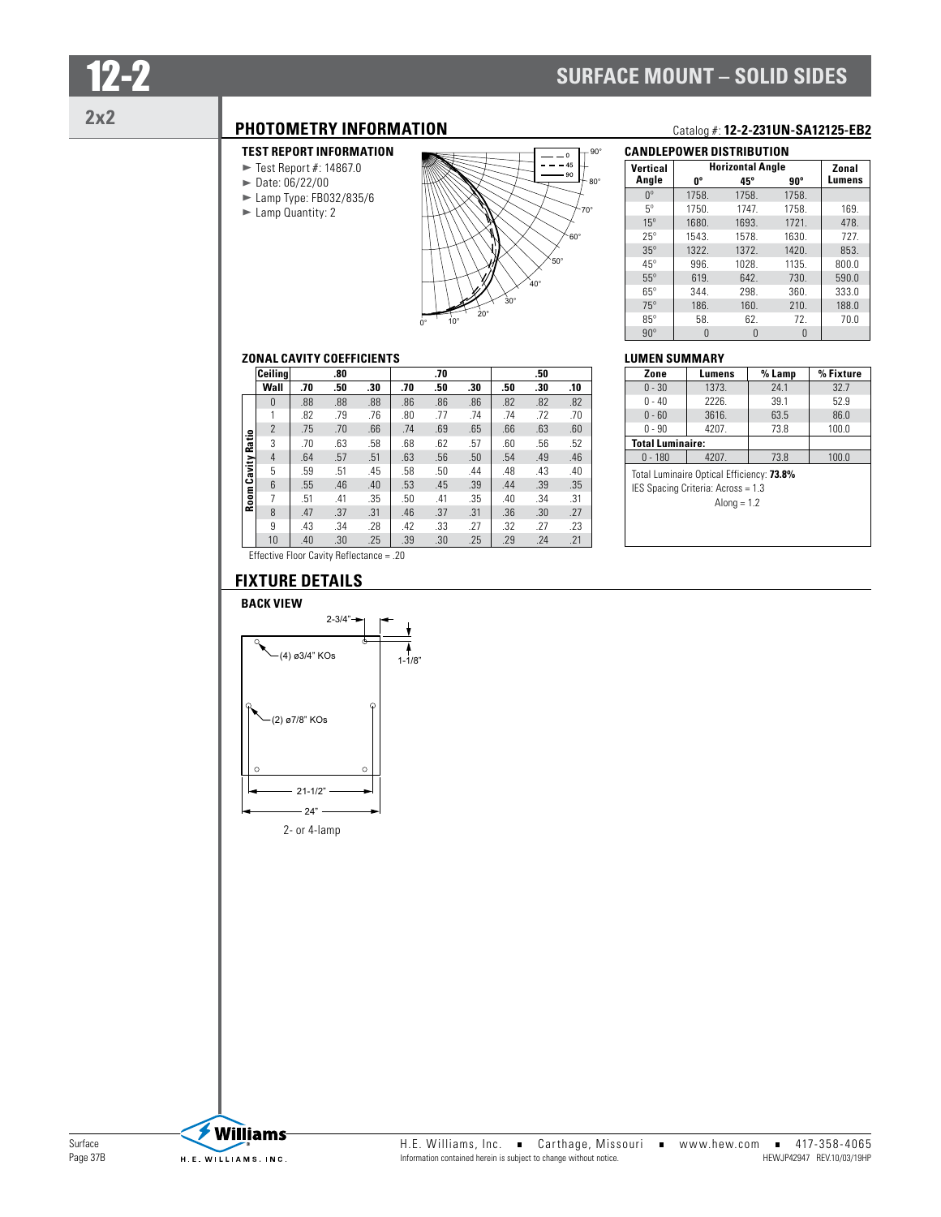# 12-2

## SURFACE MOUNT – SOLID SIDES

**2x2**

## PHOTOMETRY INFORMATION

Catalog #: **12-2-231UN-SA12125-EB2**

### TEST REPORT INFORMATION

- Test Report #: 14867.0
- Date: 06/22/00
- Lamp Type: FB032/835/6
- Lamp Quantity: 2

0
45
90
90°
80°
70°
60°
50°
40°
30°
20°
10°
0°

### CANDLEPOWER DISTRIBUTION

| Vertical Angle | Horizontal Angle 0° | 45° | 90° | Zonal Lumens |
|---|---|---|---|---|
| 0° | 1758. | 1758. | 1758. | |
| 5° | 1750. | 1747. | 1758. | 169. |
| 15° | 1680. | 1693. | 1721. | 478. |
| 25° | 1543. | 1578. | 1630. | 727. |
| 35° | 1322. | 1372. | 1420. | 853. |
| 45° | 996. | 1028. | 1135. | 800.0 |
| 55° | 619. | 642. | 730. | 590.0 |
| 65° | 344. | 298. | 360. | 333.0 |
| 75° | 186. | 160. | 210. | 188.0 |
| 85° | 58. | 62. | 72. | 70.0 |
| 90° | 0 | 0 | 0 | |

### ZONAL CAVITY COEFFICIENTS

| Ceiling | .80 | | | .70 | | | .50 | | |
|---|---|---|---|---|---|---|---|---|---|
| Wall | .70 | .50 | .30 | .70 | .50 | .30 | .50 | .30 | .10 |
| Room Cavity Ratio 0 | .88 | .88 | .88 | .86 | .86 | .86 | .82 | .82 | .82 |
| 1 | .82 | .79 | .76 | .80 | .77 | .74 | .74 | .72 | .70 |
| 2 | .75 | .70 | .66 | .74 | .69 | .65 | .66 | .63 | .60 |
| 3 | .70 | .63 | .58 | .68 | .62 | .57 | .60 | .56 | .52 |
| 4 | .64 | .57 | .51 | .63 | .56 | .50 | .54 | .49 | .46 |
| 5 | .59 | .51 | .45 | .58 | .50 | .44 | .48 | .43 | .40 |
| 6 | .55 | .46 | .40 | .53 | .45 | .39 | .44 | .39 | .35 |
| 7 | .51 | .41 | .35 | .50 | .41 | .35 | .40 | .34 | .31 |
| 8 | .47 | .37 | .31 | .46 | .37 | .31 | .36 | .30 | .27 |
| 9 | .43 | .34 | .28 | .42 | .33 | .27 | .32 | .27 | .23 |
| 10 | .40 | .30 | .25 | .39 | .30 | .25 | .29 | .24 | .21 |

Effective Floor Cavity Reflectance = .20

### LUMEN SUMMARY

| Zone | Lumens | % Lamp | % Fixture |
|---|---|---|---|
| 0 - 30 | 1373. | 24.1 | 32.7 |
| 0 - 40 | 2226. | 39.1 | 52.9 |
| 0 - 60 | 3616. | 63.5 | 86.0 |
| 0 - 90 | 4207. | 73.8 | 100.0 |
| **Total Luminaire:** | | | |
| 0 - 180 | 4207. | 73.8 | 100.0 |

Total Luminaire Optical Efficiency: **73.8%**
IES Spacing Criteria: Across = 1.3
Along = 1.2

## FIXTURE DETAILS

### BACK VIEW

2-3/4"
1-1/8"
(4) ø3/4" KOs
(2) ø7/8" KOs
21-1/2"
24"

2- or 4-lamp